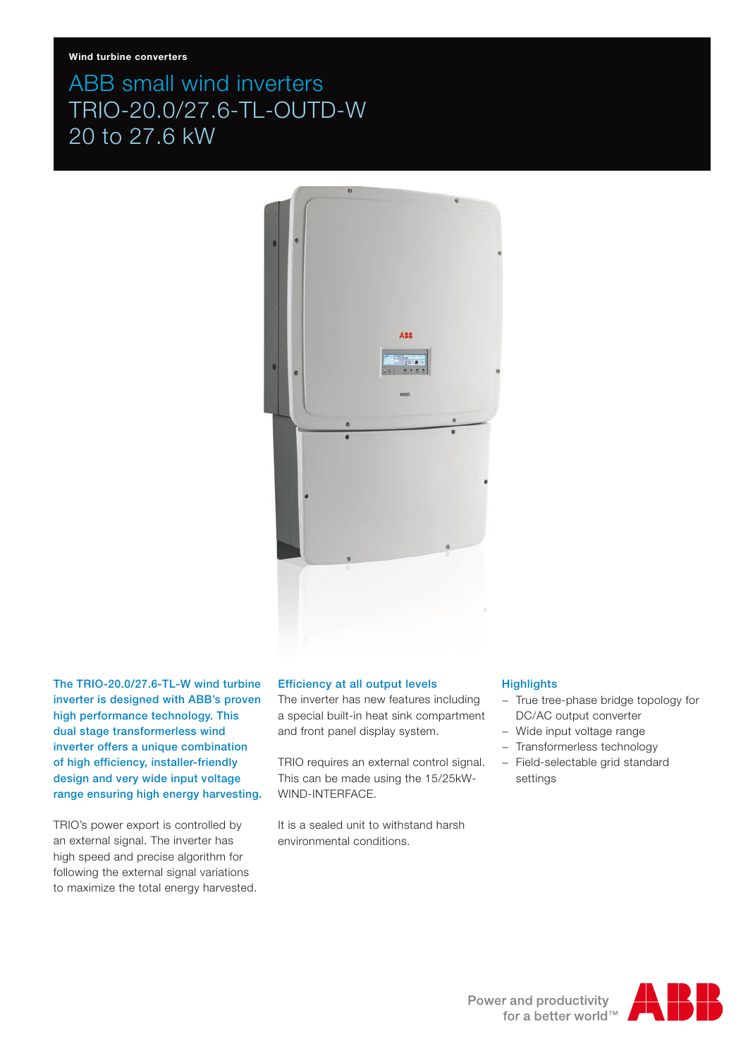Wind turbine converters

# ABB small wind inverters TRIO-20.0/27.6-TL-OUTD-W 20 to 27.6 kW

**The TRIO-20.0/27.6-TL-W wind turbine inverter is designed with ABB's proven high performance technology. This dual stage transformerless wind inverter offers a unique combination of high efficiency, installer-friendly design and very wide input voltage range ensuring high energy harvesting.**

TRIO's power export is controlled by an external signal. The inverter has high speed and precise algorithm for following the external signal variations to maximize the total energy harvested.

## Efficiency at all output levels

The inverter has new features including a special built-in heat sink compartment and front panel display system.

TRIO requires an external control signal. This can be made using the 15/25kW-WIND-INTERFACE.

It is a sealed unit to withstand harsh environmental conditions.

## Highlights

- True tree-phase bridge topology for DC/AC output converter
- Wide input voltage range
- Transformerless technology
- Field-selectable grid standard settings

Power and productivity for a better world™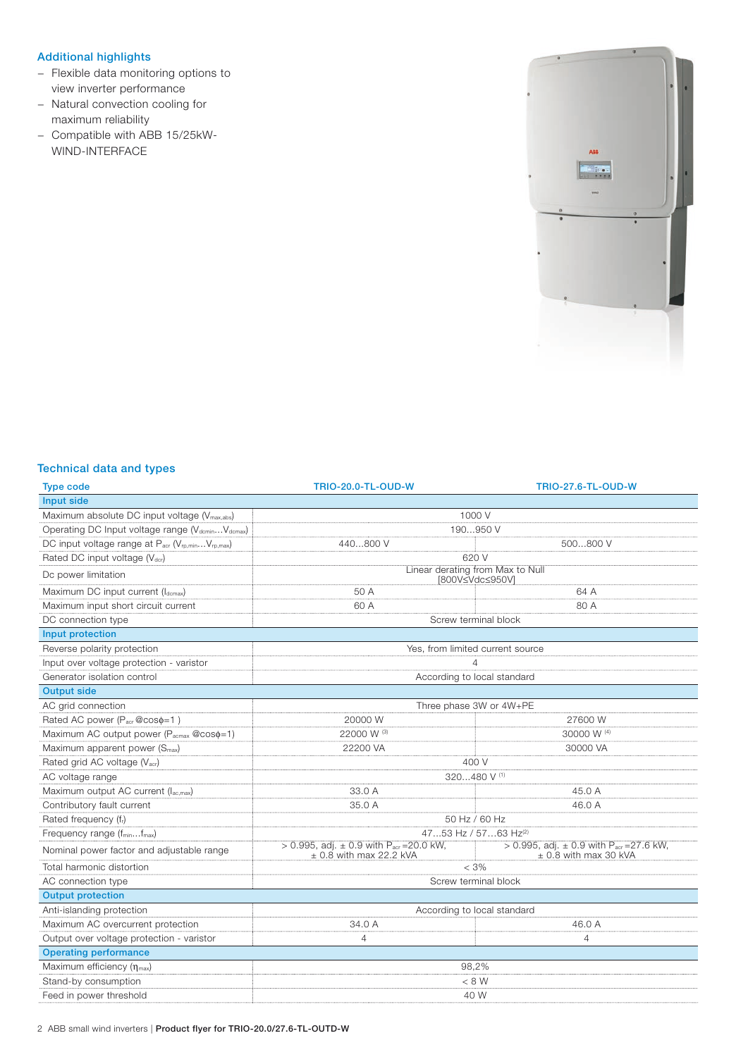## Additional highlights

- Flexible data monitoring options to view inverter performance
- Natural convection cooling for maximum reliability
- Compatible with ABB 15/25kW-WIND-INTERFACE

## Technical data and types

| Type code | TRIO-20.0-TL-OUD-W | TRIO-27.6-TL-OUD-W |
|---|---|---|
| **Input side** | | |
| Maximum absolute DC input voltage ($V_{max,abs}$) | 1000 V | |
| Operating DC Input voltage range ($V_{dcmin}$...$V_{dcmax}$) | 190...950 V | |
| DC input voltage range at $P_{acr}$ ($V_{rp,min}$...$V_{rp,max}$) | 440...800 V | 500...800 V |
| Rated DC input voltage ($V_{dcr}$) | 620 V | |
| Dc power limitation | Linear derating from Max to Null [800V≤Vdc≤950V] | |
| Maximum DC input current ($I_{dcmax}$) | 50 A | 64 A |
| Maximum input short circuit current | 60 A | 80 A |
| DC connection type | Screw terminal block | |
| **Input protection** | | |
| Reverse polarity protection | Yes, from limited current source | |
| Input over voltage protection - varistor | 4 | |
| Generator isolation control | According to local standard | |
| **Output side** | | |
| AC grid connection | Three phase 3W or 4W+PE | |
| Rated AC power ($P_{acr}$ @cosϕ=1 ) | 20000 W | 27600 W |
| Maximum AC output power ($P_{acmax}$ @cosϕ=1) | 22000 W [3] | 30000 W [4] |
| Maximum apparent power ($S_{max}$) | 22200 VA | 30000 VA |
| Rated grid AC voltage ($V_{acr}$) | 400 V | |
| AC voltage range | 320...480 V [1] | |
| Maximum output AC current ($I_{ac,max}$) | 33.0 A | 45.0 A |
| Contributory fault current | 35.0 A | 46.0 A |
| Rated frequency ($f_r$) | 50 Hz / 60 Hz | |
| Frequency range ($f_{min}$...$f_{max}$) | 47...53 Hz / 57...63 Hz[2] | |
| Nominal power factor and adjustable range | > 0.995, adj. ± 0.9 with $P_{acr}$ =20.0 kW, ± 0.8 with max 22.2 kVA | > 0.995, adj. ± 0.9 with $P_{acr}$ =27.6 kW, ± 0.8 with max 30 kVA |
| Total harmonic distortion | < 3% | |
| AC connection type | Screw terminal block | |
| **Output protection** | | |
| Anti-islanding protection | According to local standard | |
| Maximum AC overcurrent protection | 34.0 A | 46.0 A |
| Output over voltage protection - varistor | 4 | 4 |
| **Operating performance** | | |
| Maximum efficiency ($\eta_{max}$) | 98,2% | |
| Stand-by consumption | < 8 W | |
| Feed in power threshold | 40 W | |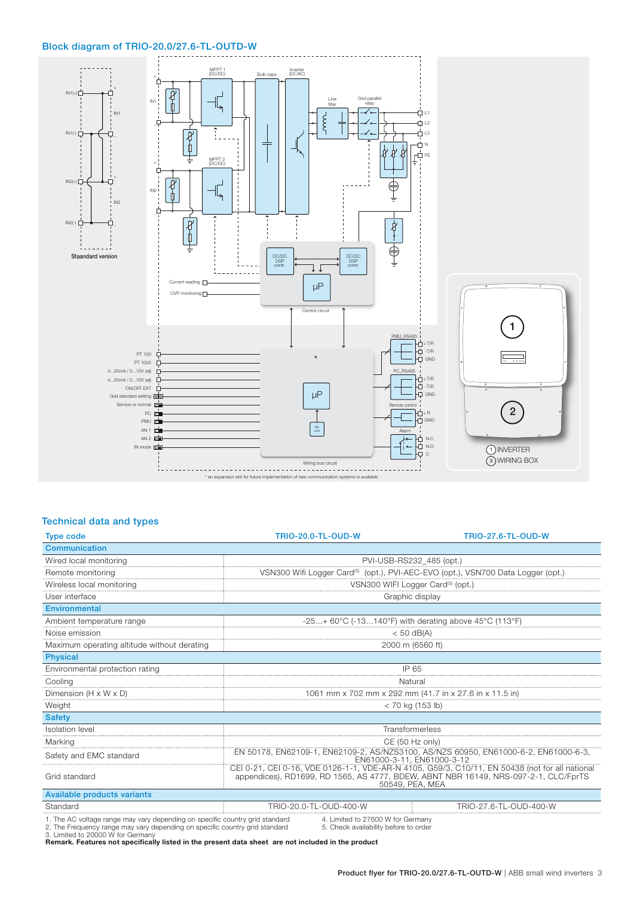## Block diagram of TRIO-20.0/27.6-TL-OUTD-W

## Technical data and types

| Type code | TRIO-20.0-TL-OUD-W | TRIO-27.6-TL-OUD-W |
|---|---|---|
| **Communication** | | |
| Wired local monitoring | PVI-USB-RS232_485 (opt.) | |
| Remote monitoring | VSN300 Wifi Logger Card[5] (opt.), PVI-AEC-EVO (opt.), VSN700 Data Logger (opt.) | |
| Wireless local monitoring | VSN300 WIFI Logger Card[5] (opt.) | |
| User interface | Graphic display | |
| **Environmental** | | |
| Ambient temperature range | -25...+ 60°C (-13...140°F) with derating above 45°C (113°F) | |
| Noise emission | < 50 dB(A) | |
| Maximum operating altitude without derating | 2000 m (6560 ft) | |
| **Physical** | | |
| Environmental protection rating | IP 65 | |
| Cooling | Natural | |
| Dimension (H x W x D) | 1061 mm x 702 mm x 292 mm (41.7 in x 27.6 in x 11.5 in) | |
| Weight | < 70 kg (153 lb) | |
| **Safety** | | |
| Isolation level | Transformerless | |
| Marking | CE (50 Hz only) | |
| Safety and EMC standard | EN 50178, EN62109-1, EN62109-2, AS/NZS3100, AS/NZS 60950, EN61000-6-2, EN61000-6-3, EN61000-3-11, EN61000-3-12 | |
| Grid standard | CEI 0-21, CEI 0-16, VDE 0126-1-1, VDE-AR-N 4105, G59/3, C10/11, EN 50438 (not for all national appendices), RD1699, RD 1565, AS 4777, BDEW, ABNT NBR 16149, NRS-097-2-1, CLC/FprTS 50549, PEA, MEA | |
| **Available products variants** | | |
| Standard | TRIO-20.0-TL-OUD-400-W | TRIO-27.6-TL-OUD-400-W |

1. The AC voltage range may vary depending on specific country grid standard
2. The Frequency range may vary depending on specific country grid standard
3. Limited to 20000 W for Germany
4. Limited to 27600 W for Germany
5. Check availability before to order

**Remark. Features not specifically listed in the present data sheet are not included in the product**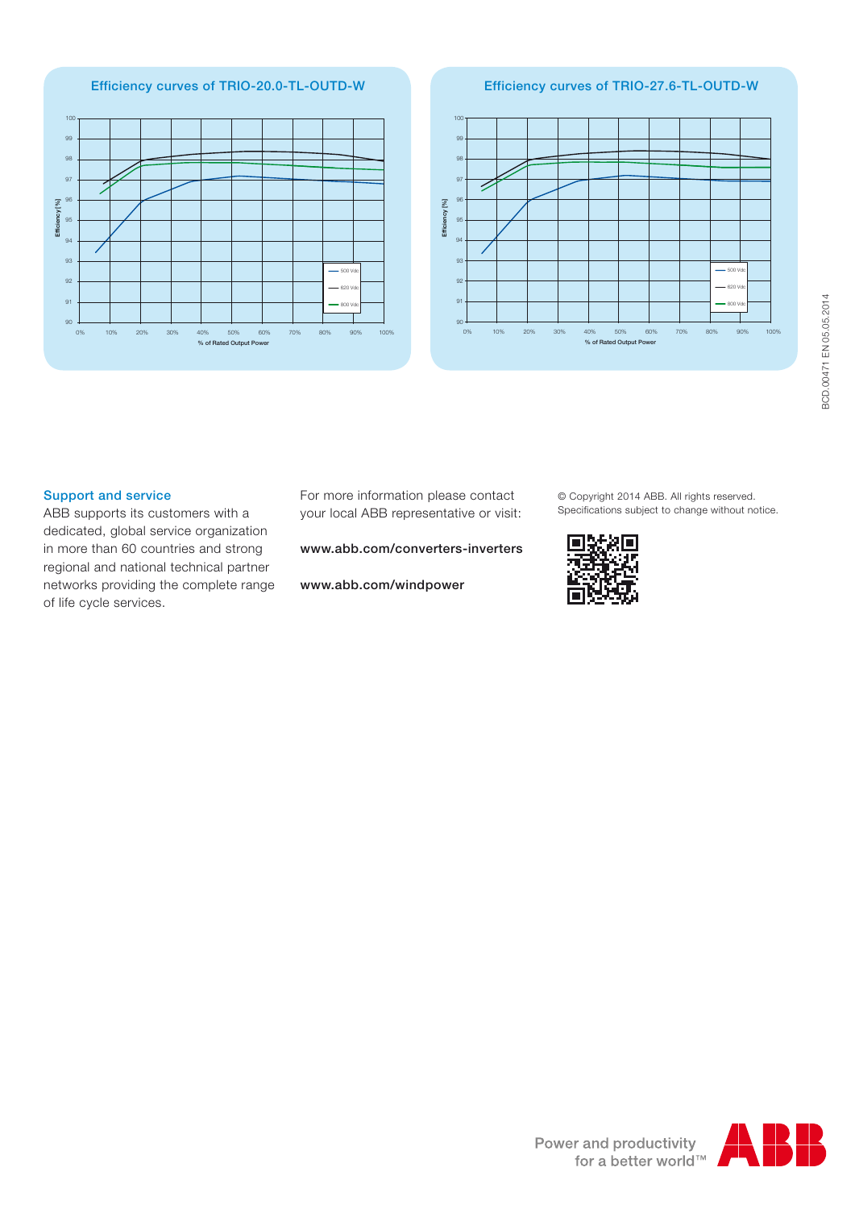## Efficiency curves of TRIO-20.0-TL-OUTD-W

Efficiency [%]

100
99
98
97
96
95
94
93
92
91
90

0% 10% 20% 30% 40% 50% 60% 70% 80% 90% 100%

% of Rated Output Power

500 Vdc
620 Vdc
800 Vdc

## Efficiency curves of TRIO-27.6-TL-OUTD-W

Efficiency [%]

100
99
98
97
96
95
94
93
92
91
90

0% 10% 20% 30% 40% 50% 60% 70% 80% 90% 100%

% of Rated Output Power

500 Vdc
620 Vdc
800 Vdc

BCD.00471 EN 05.05.2014

### Support and service

ABB supports its customers with a dedicated, global service organization in more than 60 countries and strong regional and national technical partner networks providing the complete range of life cycle services.

For more information please contact your local ABB representative or visit:

**www.abb.com/converters-inverters**

**www.abb.com/windpower**

© Copyright 2014 ABB. All rights reserved.
Specifications subject to change without notice.

Power and productivity
for a better world™